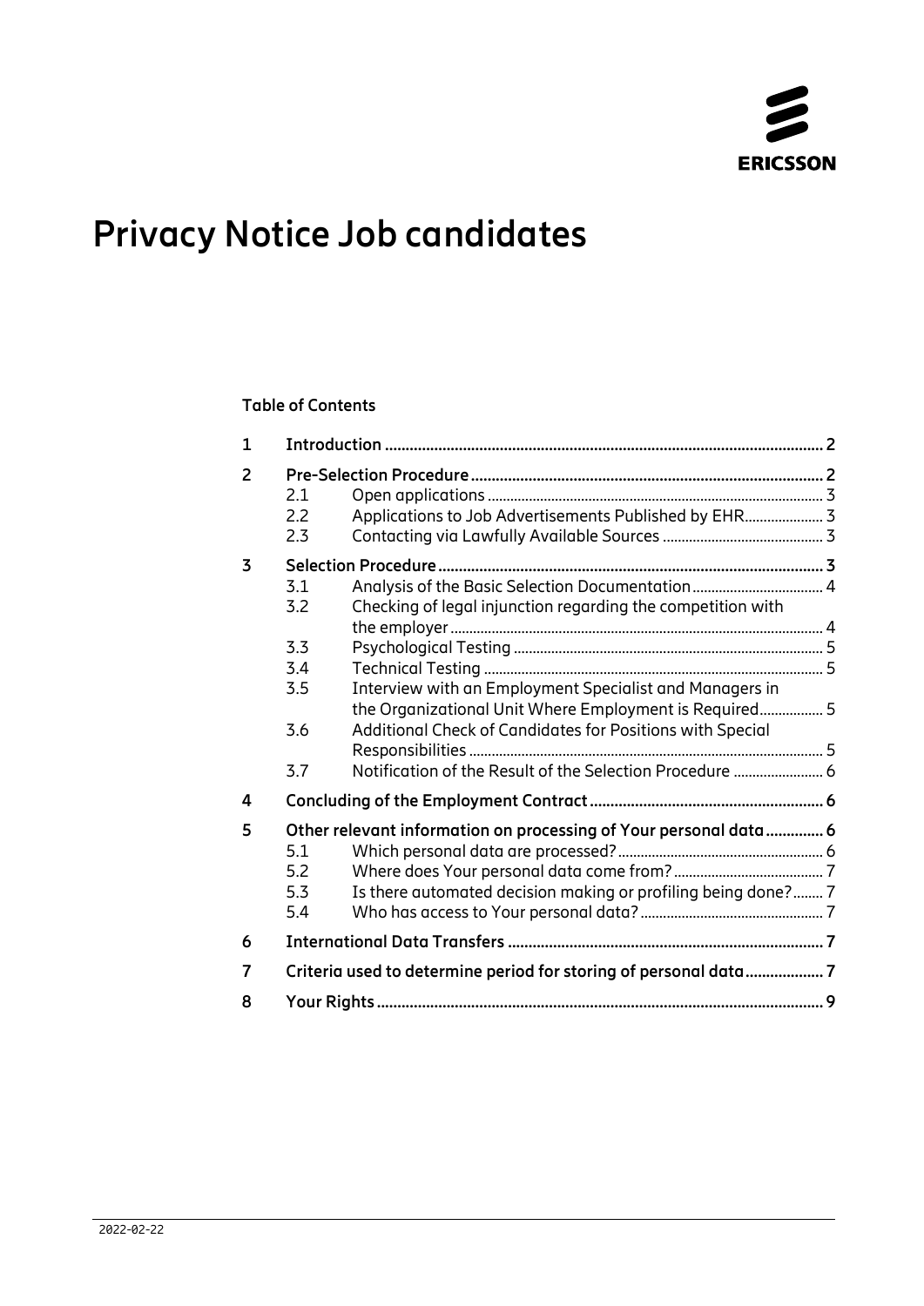ERICSSON

# Privacy Notice Job candidates

**Table of Contents**

| | | | |
|---|---|---|---|
| 1 | **Introduction** | | **2** |
| 2 | **Pre-Selection Procedure** | | **2** |
| | 2.1 | Open applications | 3 |
| | 2.2 | Applications to Job Advertisements Published by EHR | 3 |
| | 2.3 | Contacting via Lawfully Available Sources | 3 |
| 3 | **Selection Procedure** | | **3** |
| | 3.1 | Analysis of the Basic Selection Documentation | 4 |
| | 3.2 | Checking of legal injunction regarding the competition with the employer | 4 |
| | 3.3 | Psychological Testing | 5 |
| | 3.4 | Technical Testing | 5 |
| | 3.5 | Interview with an Employment Specialist and Managers in the Organizational Unit Where Employment is Required | 5 |
| | 3.6 | Additional Check of Candidates for Positions with Special Responsibilities | 5 |
| | 3.7 | Notification of the Result of the Selection Procedure | 6 |
| 4 | **Concluding of the Employment Contract** | | **6** |
| 5 | **Other relevant information on processing of Your personal data** | | **6** |
| | 5.1 | Which personal data are processed? | 6 |
| | 5.2 | Where does Your personal data come from? | 7 |
| | 5.3 | Is there automated decision making or profiling being done? | 7 |
| | 5.4 | Who has access to Your personal data? | 7 |
| 6 | **International Data Transfers** | | **7** |
| 7 | **Criteria used to determine period for storing of personal data** | | **7** |
| 8 | **Your Rights** | | **9** |

2022-02-22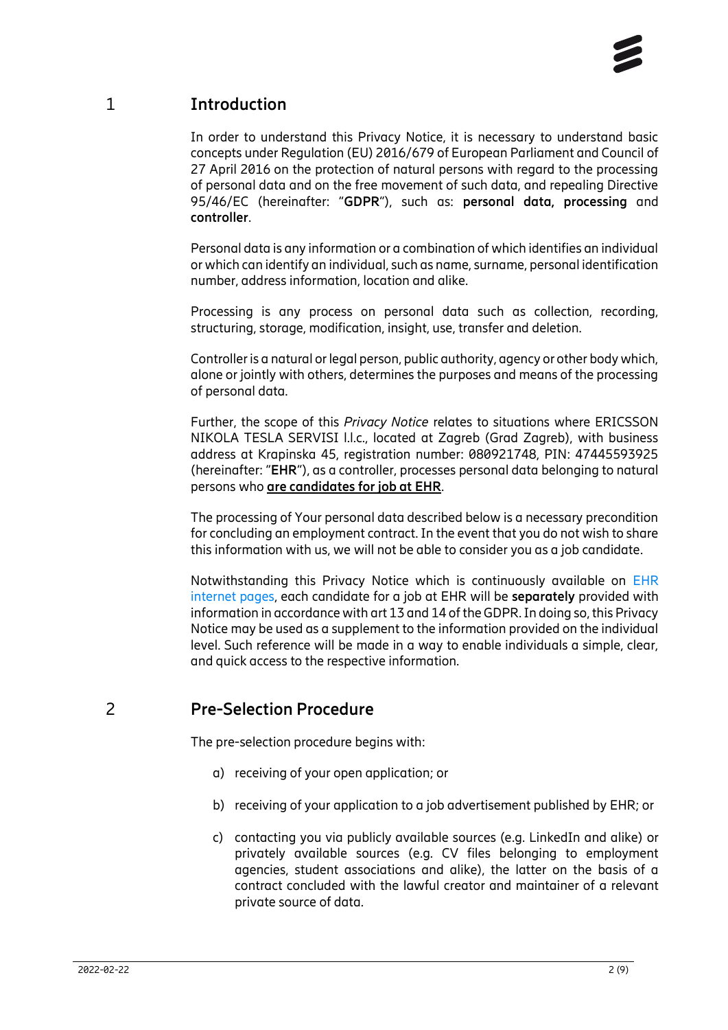# 1 Introduction

In order to understand this Privacy Notice, it is necessary to understand basic concepts under Regulation (EU) 2016/679 of European Parliament and Council of 27 April 2016 on the protection of natural persons with regard to the processing of personal data and on the free movement of such data, and repealing Directive 95/46/EC (hereinafter: "**GDPR**"), such as: **personal data, processing** and **controller**.

Personal data is any information or a combination of which identifies an individual or which can identify an individual, such as name, surname, personal identification number, address information, location and alike.

Processing is any process on personal data such as collection, recording, structuring, storage, modification, insight, use, transfer and deletion.

Controller is a natural or legal person, public authority, agency or other body which, alone or jointly with others, determines the purposes and means of the processing of personal data.

Further, the scope of this *Privacy Notice* relates to situations where ERICSSON NIKOLA TESLA SERVISI l.l.c., located at Zagreb (Grad Zagreb), with business address at Krapinska 45, registration number: 080921748, PIN: 47445593925 (hereinafter: "**EHR**"), as a controller, processes personal data belonging to natural persons who **are candidates for job at EHR**.

The processing of Your personal data described below is a necessary precondition for concluding an employment contract. In the event that you do not wish to share this information with us, we will not be able to consider you as a job candidate.

Notwithstanding this Privacy Notice which is continuously available on EHR internet pages, each candidate for a job at EHR will be **separately** provided with information in accordance with art 13 and 14 of the GDPR. In doing so, this Privacy Notice may be used as a supplement to the information provided on the individual level. Such reference will be made in a way to enable individuals a simple, clear, and quick access to the respective information.

# 2 Pre-Selection Procedure

The pre-selection procedure begins with:

a) receiving of your open application; or

b) receiving of your application to a job advertisement published by EHR; or

c) contacting you via publicly available sources (e.g. LinkedIn and alike) or privately available sources (e.g. CV files belonging to employment agencies, student associations and alike), the latter on the basis of a contract concluded with the lawful creator and maintainer of a relevant private source of data.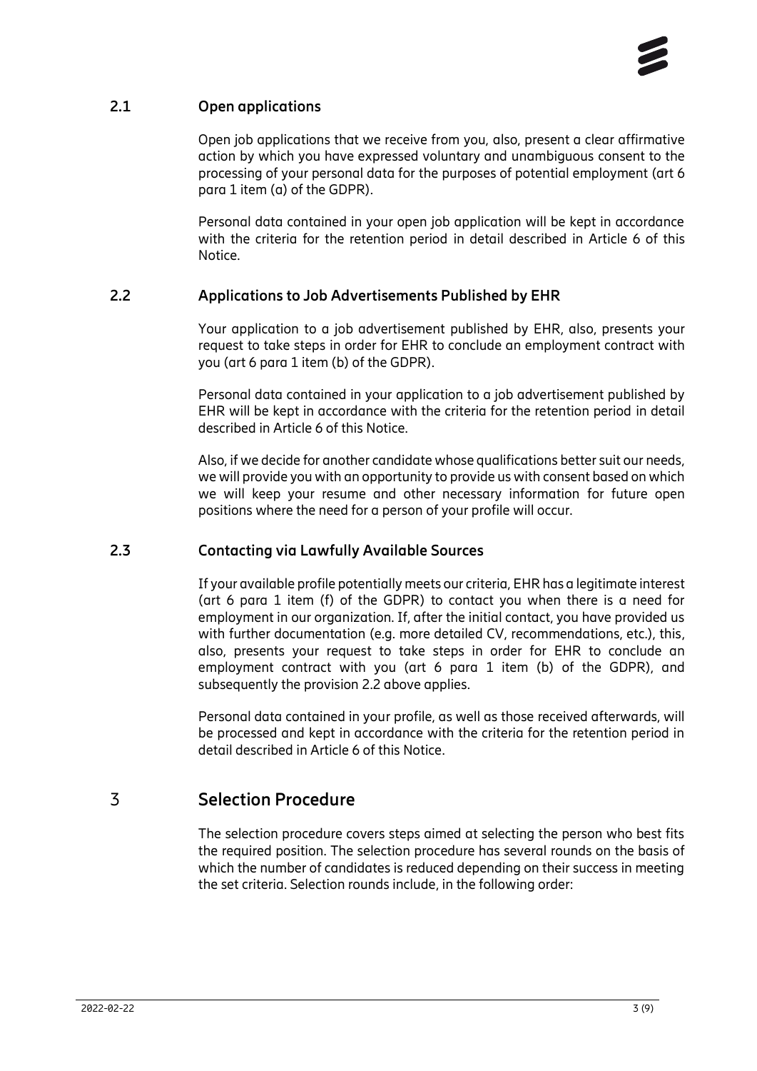### 2.1 Open applications

Open job applications that we receive from you, also, present a clear affirmative action by which you have expressed voluntary and unambiguous consent to the processing of your personal data for the purposes of potential employment (art 6 para 1 item (a) of the GDPR).

Personal data contained in your open job application will be kept in accordance with the criteria for the retention period in detail described in Article 6 of this Notice.

### 2.2 Applications to Job Advertisements Published by EHR

Your application to a job advertisement published by EHR, also, presents your request to take steps in order for EHR to conclude an employment contract with you (art 6 para 1 item (b) of the GDPR).

Personal data contained in your application to a job advertisement published by EHR will be kept in accordance with the criteria for the retention period in detail described in Article 6 of this Notice.

Also, if we decide for another candidate whose qualifications better suit our needs, we will provide you with an opportunity to provide us with consent based on which we will keep your resume and other necessary information for future open positions where the need for a person of your profile will occur.

### 2.3 Contacting via Lawfully Available Sources

If your available profile potentially meets our criteria, EHR has a legitimate interest (art 6 para 1 item (f) of the GDPR) to contact you when there is a need for employment in our organization. If, after the initial contact, you have provided us with further documentation (e.g. more detailed CV, recommendations, etc.), this, also, presents your request to take steps in order for EHR to conclude an employment contract with you (art 6 para 1 item (b) of the GDPR), and subsequently the provision 2.2 above applies.

Personal data contained in your profile, as well as those received afterwards, will be processed and kept in accordance with the criteria for the retention period in detail described in Article 6 of this Notice.

## 3 Selection Procedure

The selection procedure covers steps aimed at selecting the person who best fits the required position. The selection procedure has several rounds on the basis of which the number of candidates is reduced depending on their success in meeting the set criteria. Selection rounds include, in the following order: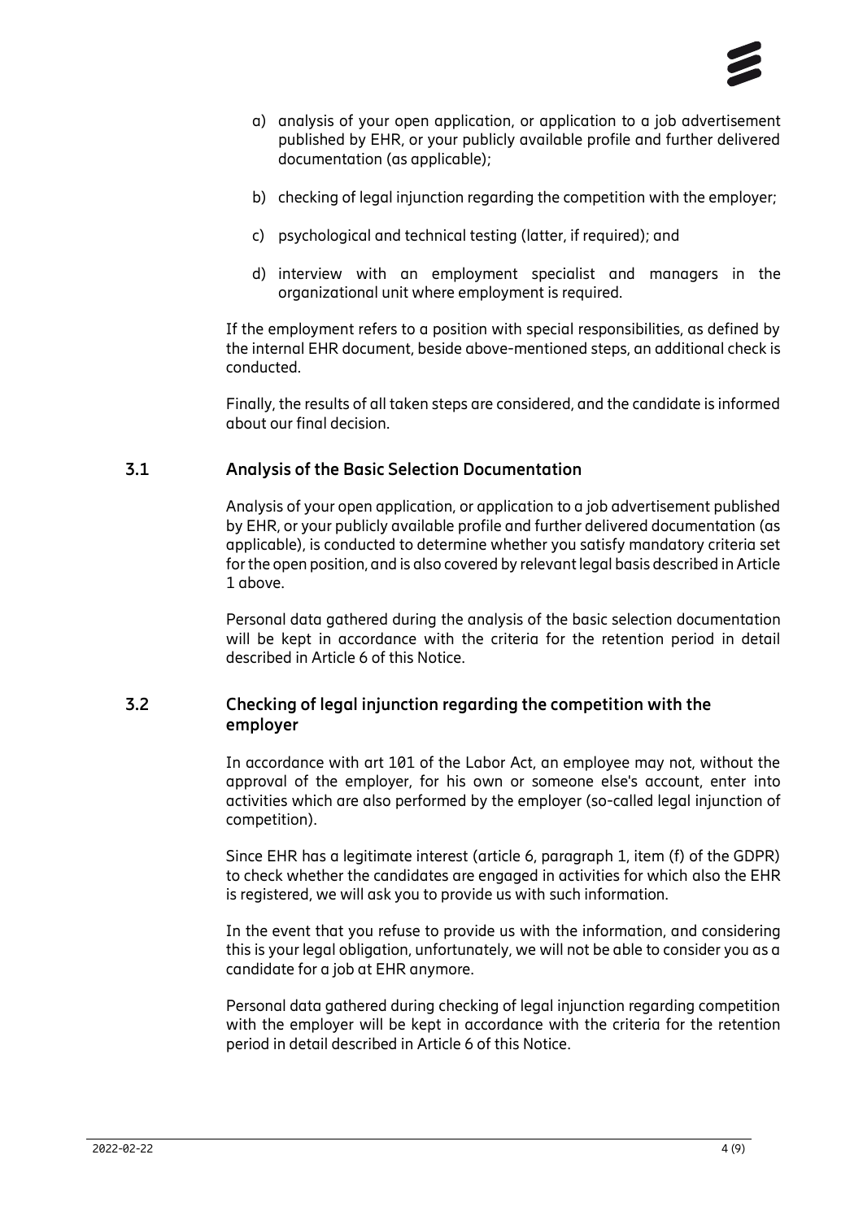a) analysis of your open application, or application to a job advertisement published by EHR, or your publicly available profile and further delivered documentation (as applicable);

b) checking of legal injunction regarding the competition with the employer;

c) psychological and technical testing (latter, if required); and

d) interview with an employment specialist and managers in the organizational unit where employment is required.

If the employment refers to a position with special responsibilities, as defined by the internal EHR document, beside above-mentioned steps, an additional check is conducted.

Finally, the results of all taken steps are considered, and the candidate is informed about our final decision.

### 3.1 Analysis of the Basic Selection Documentation

Analysis of your open application, or application to a job advertisement published by EHR, or your publicly available profile and further delivered documentation (as applicable), is conducted to determine whether you satisfy mandatory criteria set for the open position, and is also covered by relevant legal basis described in Article 1 above.

Personal data gathered during the analysis of the basic selection documentation will be kept in accordance with the criteria for the retention period in detail described in Article 6 of this Notice.

### 3.2 Checking of legal injunction regarding the competition with the employer

In accordance with art 101 of the Labor Act, an employee may not, without the approval of the employer, for his own or someone else's account, enter into activities which are also performed by the employer (so-called legal injunction of competition).

Since EHR has a legitimate interest (article 6, paragraph 1, item (f) of the GDPR) to check whether the candidates are engaged in activities for which also the EHR is registered, we will ask you to provide us with such information.

In the event that you refuse to provide us with the information, and considering this is your legal obligation, unfortunately, we will not be able to consider you as a candidate for a job at EHR anymore.

Personal data gathered during checking of legal injunction regarding competition with the employer will be kept in accordance with the criteria for the retention period in detail described in Article 6 of this Notice.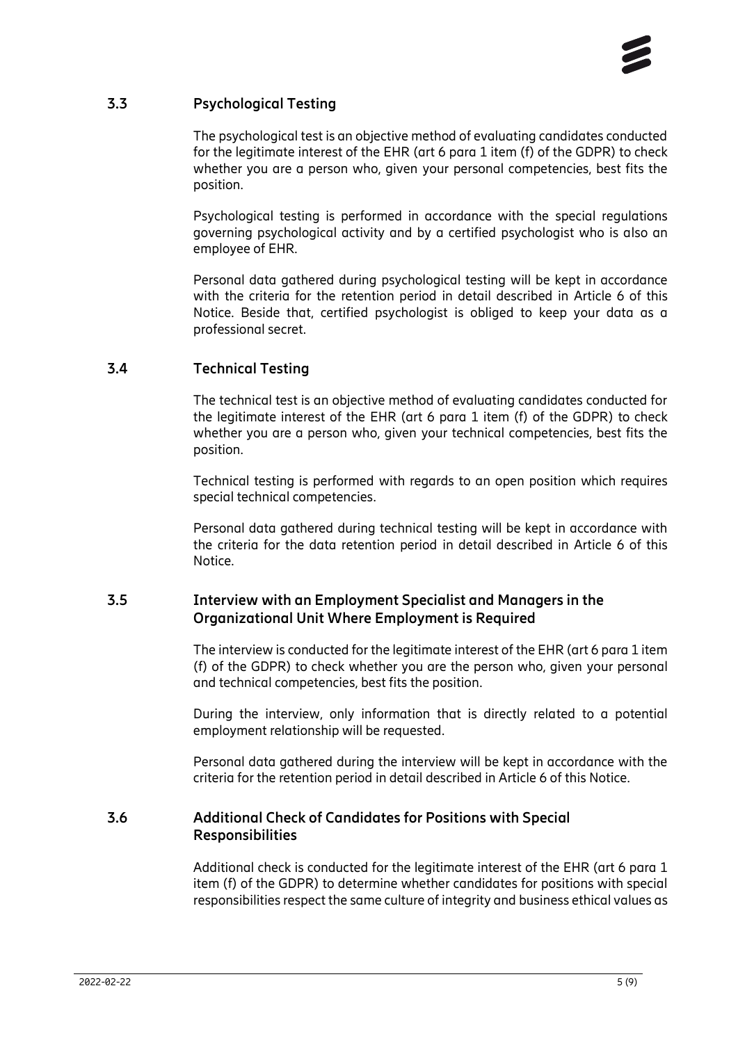### 3.3 Psychological Testing

The psychological test is an objective method of evaluating candidates conducted for the legitimate interest of the EHR (art 6 para 1 item (f) of the GDPR) to check whether you are a person who, given your personal competencies, best fits the position.

Psychological testing is performed in accordance with the special regulations governing psychological activity and by a certified psychologist who is also an employee of EHR.

Personal data gathered during psychological testing will be kept in accordance with the criteria for the retention period in detail described in Article 6 of this Notice. Beside that, certified psychologist is obliged to keep your data as a professional secret.

### 3.4 Technical Testing

The technical test is an objective method of evaluating candidates conducted for the legitimate interest of the EHR (art 6 para 1 item (f) of the GDPR) to check whether you are a person who, given your technical competencies, best fits the position.

Technical testing is performed with regards to an open position which requires special technical competencies.

Personal data gathered during technical testing will be kept in accordance with the criteria for the data retention period in detail described in Article 6 of this Notice.

### 3.5 Interview with an Employment Specialist and Managers in the Organizational Unit Where Employment is Required

The interview is conducted for the legitimate interest of the EHR (art 6 para 1 item (f) of the GDPR) to check whether you are the person who, given your personal and technical competencies, best fits the position.

During the interview, only information that is directly related to a potential employment relationship will be requested.

Personal data gathered during the interview will be kept in accordance with the criteria for the retention period in detail described in Article 6 of this Notice.

### 3.6 Additional Check of Candidates for Positions with Special Responsibilities

Additional check is conducted for the legitimate interest of the EHR (art 6 para 1 item (f) of the GDPR) to determine whether candidates for positions with special responsibilities respect the same culture of integrity and business ethical values as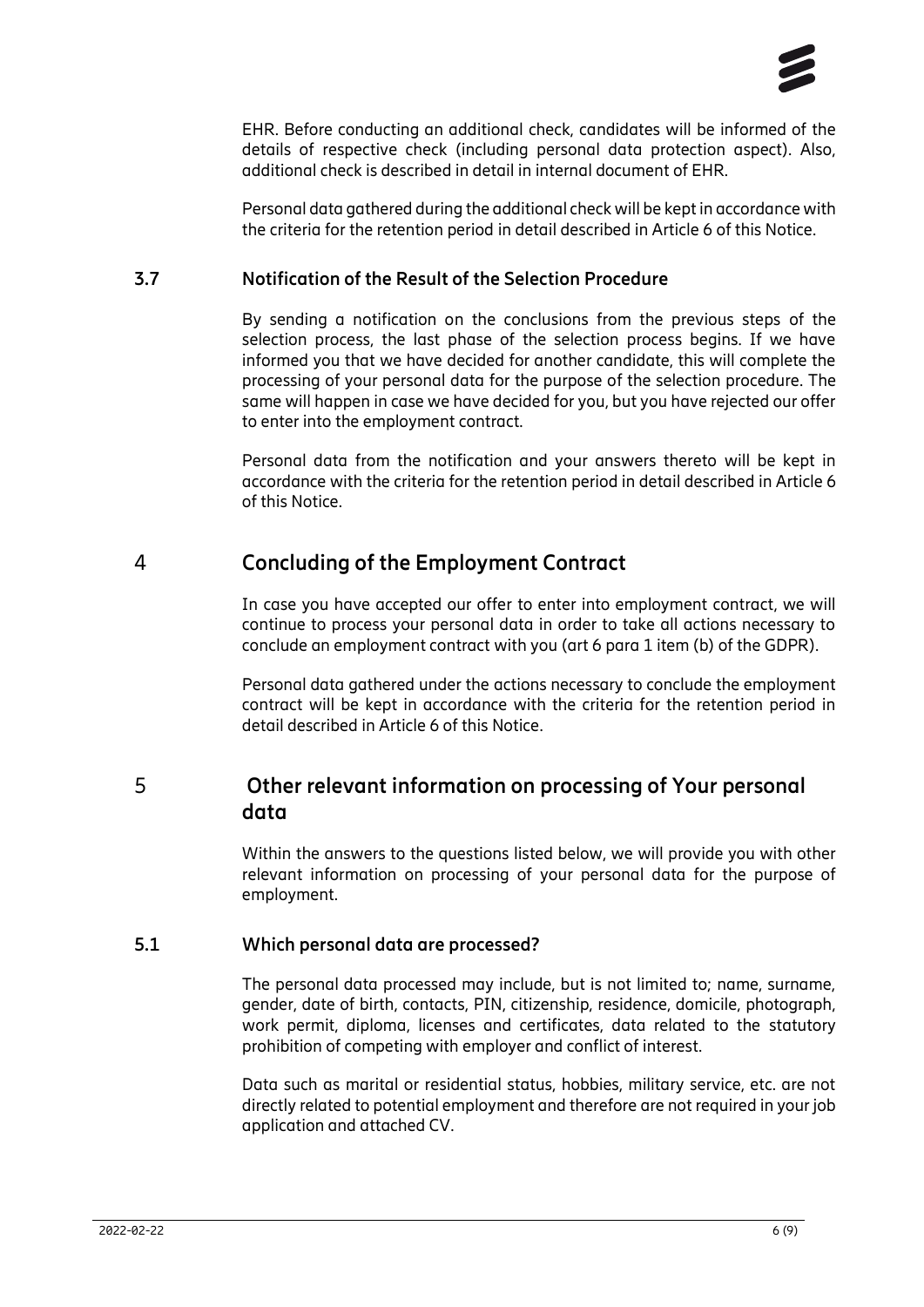EHR. Before conducting an additional check, candidates will be informed of the details of respective check (including personal data protection aspect). Also, additional check is described in detail in internal document of EHR.

Personal data gathered during the additional check will be kept in accordance with the criteria for the retention period in detail described in Article 6 of this Notice.

### 3.7 Notification of the Result of the Selection Procedure

By sending a notification on the conclusions from the previous steps of the selection process, the last phase of the selection process begins. If we have informed you that we have decided for another candidate, this will complete the processing of your personal data for the purpose of the selection procedure. The same will happen in case we have decided for you, but you have rejected our offer to enter into the employment contract.

Personal data from the notification and your answers thereto will be kept in accordance with the criteria for the retention period in detail described in Article 6 of this Notice.

## 4 Concluding of the Employment Contract

In case you have accepted our offer to enter into employment contract, we will continue to process your personal data in order to take all actions necessary to conclude an employment contract with you (art 6 para 1 item (b) of the GDPR).

Personal data gathered under the actions necessary to conclude the employment contract will be kept in accordance with the criteria for the retention period in detail described in Article 6 of this Notice.

## 5 Other relevant information on processing of Your personal data

Within the answers to the questions listed below, we will provide you with other relevant information on processing of your personal data for the purpose of employment.

### 5.1 Which personal data are processed?

The personal data processed may include, but is not limited to; name, surname, gender, date of birth, contacts, PIN, citizenship, residence, domicile, photograph, work permit, diploma, licenses and certificates, data related to the statutory prohibition of competing with employer and conflict of interest.

Data such as marital or residential status, hobbies, military service, etc. are not directly related to potential employment and therefore are not required in your job application and attached CV.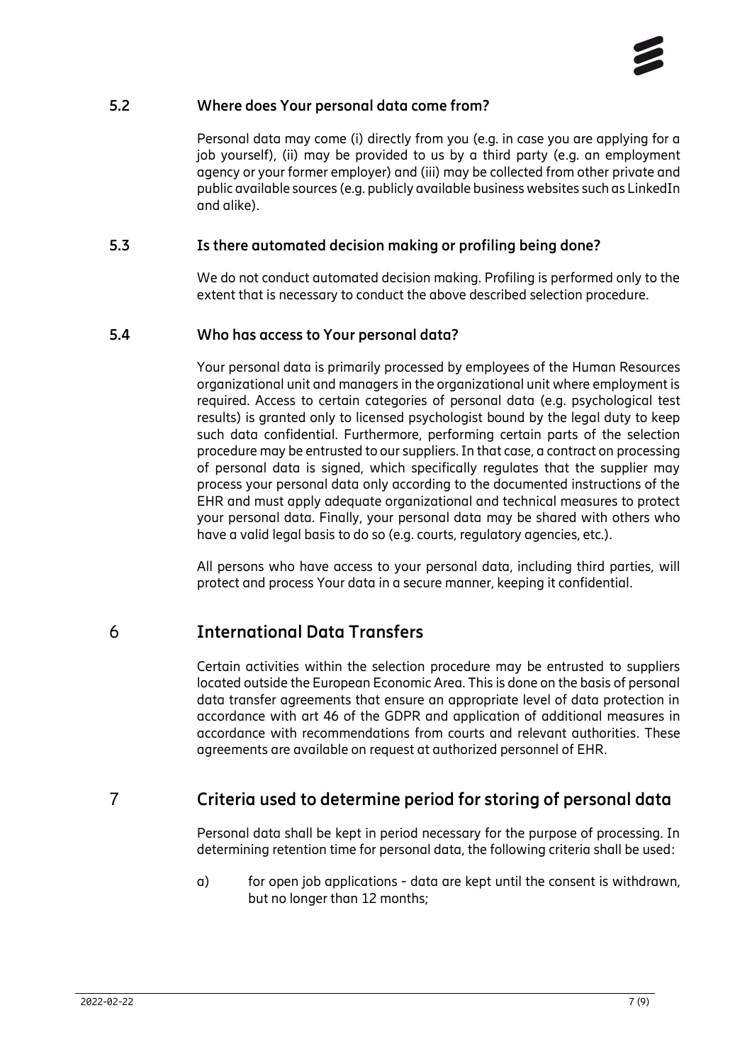### 5.2 Where does Your personal data come from?

Personal data may come (i) directly from you (e.g. in case you are applying for a job yourself), (ii) may be provided to us by a third party (e.g. an employment agency or your former employer) and (iii) may be collected from other private and public available sources (e.g. publicly available business websites such as LinkedIn and alike).

### 5.3 Is there automated decision making or profiling being done?

We do not conduct automated decision making. Profiling is performed only to the extent that is necessary to conduct the above described selection procedure.

### 5.4 Who has access to Your personal data?

Your personal data is primarily processed by employees of the Human Resources organizational unit and managers in the organizational unit where employment is required. Access to certain categories of personal data (e.g. psychological test results) is granted only to licensed psychologist bound by the legal duty to keep such data confidential. Furthermore, performing certain parts of the selection procedure may be entrusted to our suppliers. In that case, a contract on processing of personal data is signed, which specifically regulates that the supplier may process your personal data only according to the documented instructions of the EHR and must apply adequate organizational and technical measures to protect your personal data. Finally, your personal data may be shared with others who have a valid legal basis to do so (e.g. courts, regulatory agencies, etc.).

All persons who have access to your personal data, including third parties, will protect and process Your data in a secure manner, keeping it confidential.

## 6 International Data Transfers

Certain activities within the selection procedure may be entrusted to suppliers located outside the European Economic Area. This is done on the basis of personal data transfer agreements that ensure an appropriate level of data protection in accordance with art 46 of the GDPR and application of additional measures in accordance with recommendations from courts and relevant authorities. These agreements are available on request at authorized personnel of EHR.

## 7 Criteria used to determine period for storing of personal data

Personal data shall be kept in period necessary for the purpose of processing. In determining retention time for personal data, the following criteria shall be used:

a) for open job applications - data are kept until the consent is withdrawn, but no longer than 12 months;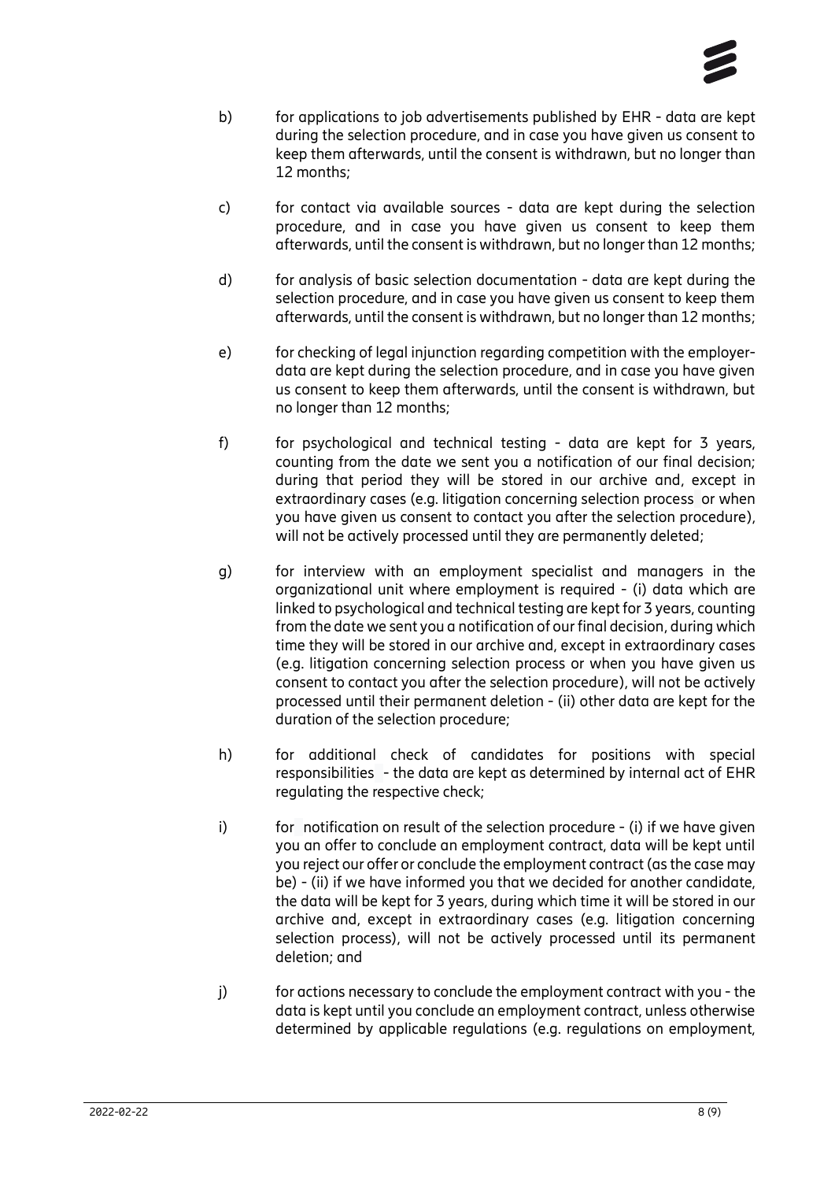b) for applications to job advertisements published by EHR - data are kept during the selection procedure, and in case you have given us consent to keep them afterwards, until the consent is withdrawn, but no longer than 12 months;

c) for contact via available sources - data are kept during the selection procedure, and in case you have given us consent to keep them afterwards, until the consent is withdrawn, but no longer than 12 months;

d) for analysis of basic selection documentation - data are kept during the selection procedure, and in case you have given us consent to keep them afterwards, until the consent is withdrawn, but no longer than 12 months;

e) for checking of legal injunction regarding competition with the employer-data are kept during the selection procedure, and in case you have given us consent to keep them afterwards, until the consent is withdrawn, but no longer than 12 months;

f) for psychological and technical testing - data are kept for 3 years, counting from the date we sent you a notification of our final decision; during that period they will be stored in our archive and, except in extraordinary cases (e.g. litigation concerning selection process or when you have given us consent to contact you after the selection procedure), will not be actively processed until they are permanently deleted;

g) for interview with an employment specialist and managers in the organizational unit where employment is required - (i) data which are linked to psychological and technical testing are kept for 3 years, counting from the date we sent you a notification of our final decision, during which time they will be stored in our archive and, except in extraordinary cases (e.g. litigation concerning selection process or when you have given us consent to contact you after the selection procedure), will not be actively processed until their permanent deletion - (ii) other data are kept for the duration of the selection procedure;

h) for additional check of candidates for positions with special responsibilities - the data are kept as determined by internal act of EHR regulating the respective check;

i) for notification on result of the selection procedure - (i) if we have given you an offer to conclude an employment contract, data will be kept until you reject our offer or conclude the employment contract (as the case may be) - (ii) if we have informed you that we decided for another candidate, the data will be kept for 3 years, during which time it will be stored in our archive and, except in extraordinary cases (e.g. litigation concerning selection process), will not be actively processed until its permanent deletion; and

j) for actions necessary to conclude the employment contract with you - the data is kept until you conclude an employment contract, unless otherwise determined by applicable regulations (e.g. regulations on employment,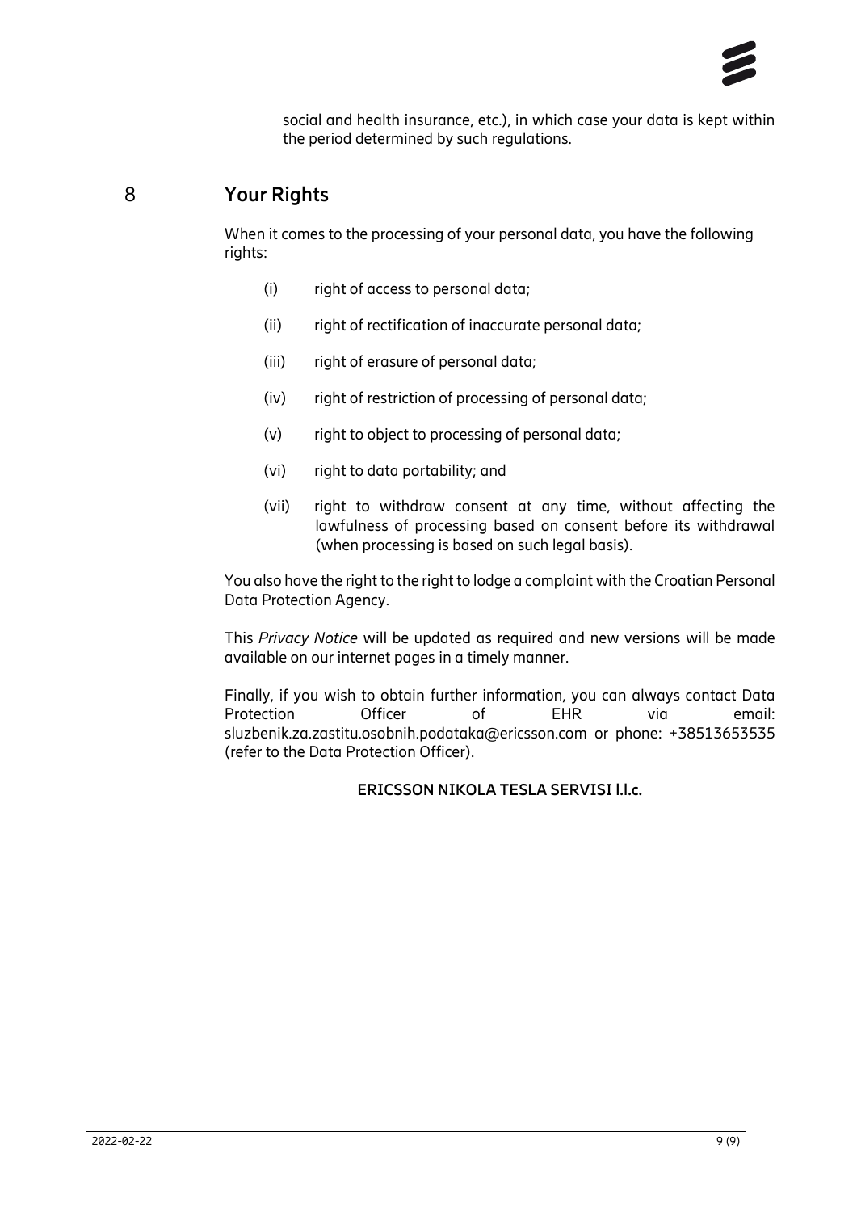social and health insurance, etc.), in which case your data is kept within the period determined by such regulations.

## 8 Your Rights

When it comes to the processing of your personal data, you have the following rights:

(i) right of access to personal data;

(ii) right of rectification of inaccurate personal data;

(iii) right of erasure of personal data;

(iv) right of restriction of processing of personal data;

(v) right to object to processing of personal data;

(vi) right to data portability; and

(vii) right to withdraw consent at any time, without affecting the lawfulness of processing based on consent before its withdrawal (when processing is based on such legal basis).

You also have the right to the right to lodge a complaint with the Croatian Personal Data Protection Agency.

This *Privacy Notice* will be updated as required and new versions will be made available our internet pages in a timely manner.

Finally, if you wish to obtain further information, you can always contact Data Protection Officer of EHR via email: sluzbenik.za.zastitu.osobnih.podataka@ericsson.com or phone: +38513653535 (refer to the Data Protection Officer).

**ERICSSON NIKOLA TESLA SERVISI l.l.c.**